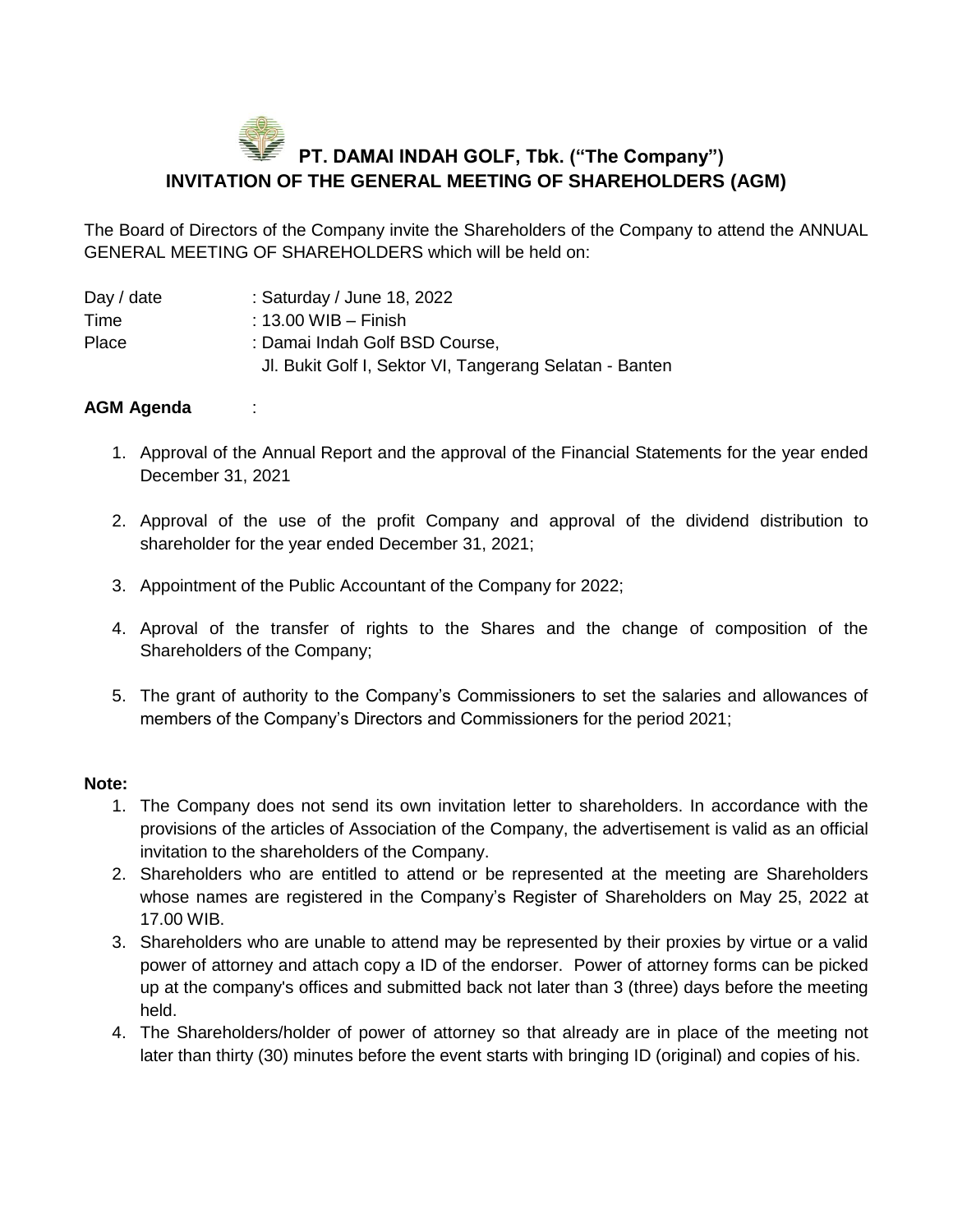# PT. DAMAI INDAH GOLF, Tbk. ("The Company")

## INVITATION OF THE GENERAL MEETING OF SHAREHOLDERS (AGM)

The Board of Directors of the Company invite the Shareholders of the Company to attend the ANNUAL GENERAL MEETING OF SHAREHOLDERS which will be held on:

Day / date : Saturday / June 18, 2022
Time : 13.00 WIB – Finish
Place : Damai Indah Golf BSD Course,
Jl. Bukit Golf I, Sektor VI, Tangerang Selatan - Banten

**AGM Agenda** :

1. Approval of the Annual Report and the approval of the Financial Statements for the year ended December 31, 2021

2. Approval of the use of the profit Company and approval of the dividend distribution to shareholder for the year ended December 31, 2021;

3. Appointment of the Public Accountant of the Company for 2022;

4. Aproval of the transfer of rights to the Shares and the change of composition of the Shareholders of the Company;

5. The grant of authority to the Company's Commissioners to set the salaries and allowances of members of the Company's Directors and Commissioners for the period 2021;

**Note:**

1. The Company does not send its own invitation letter to shareholders. In accordance with the provisions of the articles of Association of the Company, the advertisement is valid as an official invitation to the shareholders of the Company.
2. Shareholders who are entitled to attend or be represented at the meeting are Shareholders whose names are registered in the Company's Register of Shareholders on May 25, 2022 at 17.00 WIB.
3. Shareholders who are unable to attend may be represented by their proxies by virtue or a valid power of attorney and attach copy a ID of the endorser. Power of attorney forms can be picked up at the company's offices and submitted back not later than 3 (three) days before the meeting held.
4. The Shareholders/holder of power of attorney so that already are in place of the meeting not later than thirty (30) minutes before the event starts with bringing ID (original) and copies of his.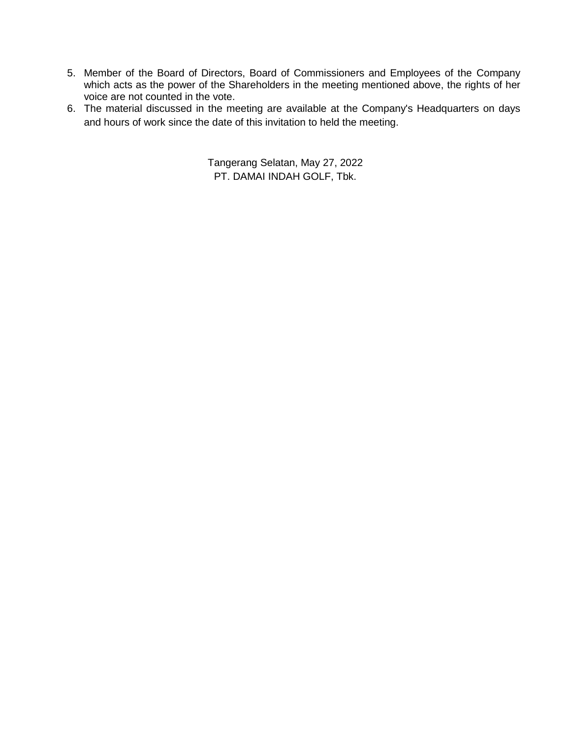5. Member of the Board of Directors, Board of Commissioners and Employees of the Company which acts as the power of the Shareholders in the meeting mentioned above, the rights of her voice are not counted in the vote.
6. The material discussed in the meeting are available at the Company's Headquarters on days and hours of work since the date of this invitation to held the meeting.

Tangerang Selatan, May 27, 2022
PT. DAMAI INDAH GOLF, Tbk.